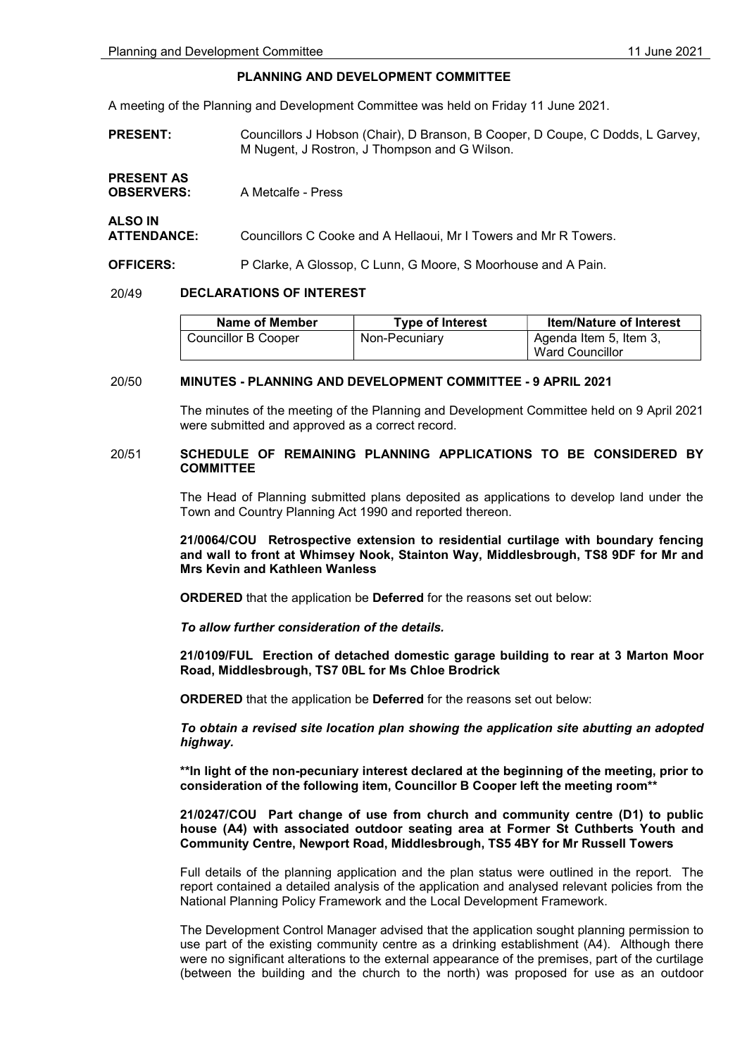# PLANNING AND DEVELOPMENT COMMITTEE

A meeting of the Planning and Development Committee was held on Friday 11 June 2021.

**PRESENT:** Councillors J Hobson (Chair), D Branson, B Cooper, D Coupe, C Dodds, L Garvey, M Nugent, J Rostron, J Thompson and G Wilson.

**PRESENT AS OBSERVERS:** A Metcalfe - Press

**ALSO IN ATTENDANCE:** Councillors C Cooke and A Hellaoui, Mr I Towers and Mr R Towers.

**OFFICERS:** P Clarke, A Glossop, C Lunn, G Moore, S Moorhouse and A Pain.

## 20/49 DECLARATIONS OF INTEREST

| Name of Member | Type of Interest | Item/Nature of Interest |
|---|---|---|
| Councillor B Cooper | Non-Pecuniary | Agenda Item 5, Item 3, Ward Councillor |

## 20/50 MINUTES - PLANNING AND DEVELOPMENT COMMITTEE - 9 APRIL 2021

The minutes of the meeting of the Planning and Development Committee held on 9 April 2021 were submitted and approved as a correct record.

## 20/51 SCHEDULE OF REMAINING PLANNING APPLICATIONS TO BE CONSIDERED BY COMMITTEE

The Head of Planning submitted plans deposited as applications to develop land under the Town and Country Planning Act 1990 and reported thereon.

**21/0064/COU Retrospective extension to residential curtilage with boundary fencing and wall to front at Whimsey Nook, Stainton Way, Middlesbrough, TS8 9DF for Mr and Mrs Kevin and Kathleen Wanless**

**ORDERED** that the application be **Deferred** for the reasons set out below:

***To allow further consideration of the details.***

**21/0109/FUL Erection of detached domestic garage building to rear at 3 Marton Moor Road, Middlesbrough, TS7 0BL for Ms Chloe Brodrick**

**ORDERED** that the application be **Deferred** for the reasons set out below:

***To obtain a revised site location plan showing the application site abutting an adopted highway.***

****In light of the non-pecuniary interest declared at the beginning of the meeting, prior to consideration of the following item, Councillor B Cooper left the meeting room****

**21/0247/COU Part change of use from church and community centre (D1) to public house (A4) with associated outdoor seating area at Former St Cuthberts Youth and Community Centre, Newport Road, Middlesbrough, TS5 4BY for Mr Russell Towers**

Full details of the planning application and the plan status were outlined in the report. The report contained a detailed analysis of the application and analysed relevant policies from the National Planning Policy Framework and the Local Development Framework.

The Development Control Manager advised that the application sought planning permission to use part of the existing community centre as a drinking establishment (A4). Although there were no significant alterations to the external appearance of the premises, part of the curtilage (between the building and the church to the north) was proposed for use as an outdoor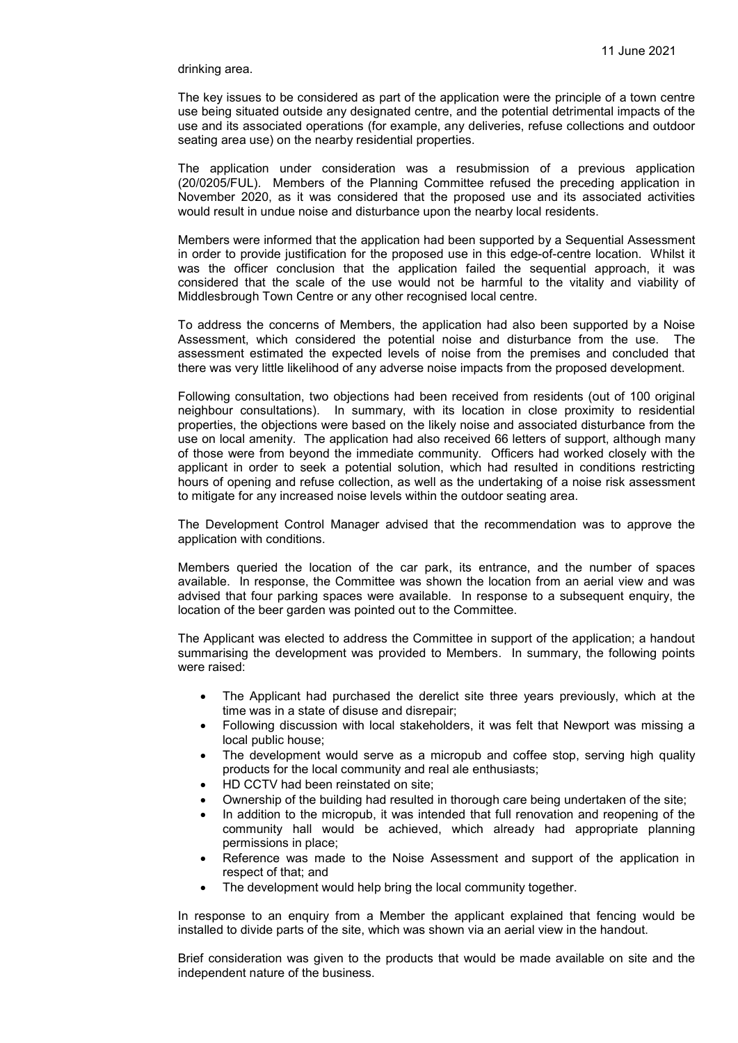drinking area.

The key issues to be considered as part of the application were the principle of a town centre use being situated outside any designated centre, and the potential detrimental impacts of the use and its associated operations (for example, any deliveries, refuse collections and outdoor seating area use) on the nearby residential properties.

The application under consideration was a resubmission of a previous application (20/0205/FUL). Members of the Planning Committee refused the preceding application in November 2020, as it was considered that the proposed use and its associated activities would result in undue noise and disturbance upon the nearby local residents.

Members were informed that the application had been supported by a Sequential Assessment in order to provide justification for the proposed use in this edge-of-centre location. Whilst it was the officer conclusion that the application failed the sequential approach, it was considered that the scale of the use would not be harmful to the vitality and viability of Middlesbrough Town Centre or any other recognised local centre.

To address the concerns of Members, the application had also been supported by a Noise Assessment, which considered the potential noise and disturbance from the use. The assessment estimated the expected levels of noise from the premises and concluded that there was very little likelihood of any adverse noise impacts from the proposed development.

Following consultation, two objections had been received from residents (out of 100 original neighbour consultations). In summary, with its location in close proximity to residential properties, the objections were based on the likely noise and associated disturbance from the use on local amenity. The application had also received 66 letters of support, although many of those were from beyond the immediate community. Officers had worked closely with the applicant in order to seek a potential solution, which had resulted in conditions restricting hours of opening and refuse collection, as well as the undertaking of a noise risk assessment to mitigate for any increased noise levels within the outdoor seating area.

The Development Control Manager advised that the recommendation was to approve the application with conditions.

Members queried the location of the car park, its entrance, and the number of spaces available. In response, the Committee was shown the location from an aerial view and was advised that four parking spaces were available. In response to a subsequent enquiry, the location of the beer garden was pointed out to the Committee.

The Applicant was elected to address the Committee in support of the application; a handout summarising the development was provided to Members. In summary, the following points were raised:

- The Applicant had purchased the derelict site three years previously, which at the time was in a state of disuse and disrepair;
- Following discussion with local stakeholders, it was felt that Newport was missing a local public house;
- The development would serve as a micropub and coffee stop, serving high quality products for the local community and real ale enthusiasts;
- HD CCTV had been reinstated on site;
- Ownership of the building had resulted in thorough care being undertaken of the site;
- In addition to the micropub, it was intended that full renovation and reopening of the community hall would be achieved, which already had appropriate planning permissions in place;
- Reference was made to the Noise Assessment and support of the application in respect of that; and
- The development would help bring the local community together.

In response to an enquiry from a Member the applicant explained that fencing would be installed to divide parts of the site, which was shown via an aerial view in the handout.

Brief consideration was given to the products that would be made available on site and the independent nature of the business.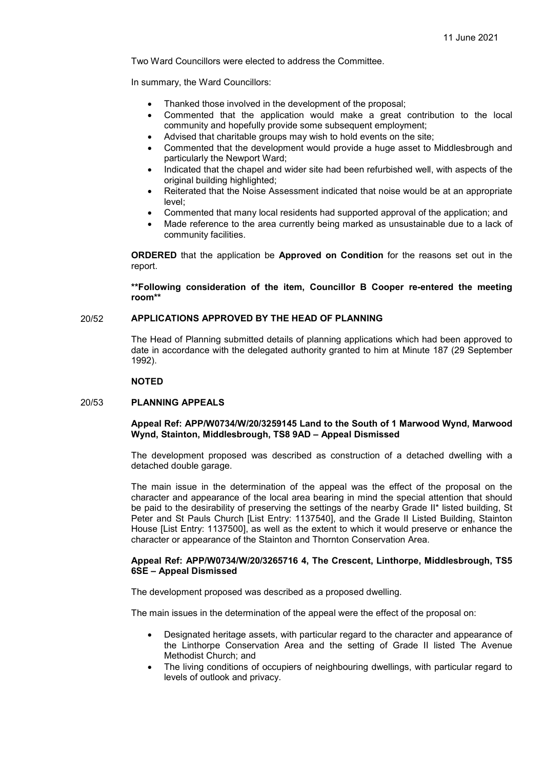Two Ward Councillors were elected to address the Committee.

In summary, the Ward Councillors:

- Thanked those involved in the development of the proposal;
- Commented that the application would make a great contribution to the local community and hopefully provide some subsequent employment;
- Advised that charitable groups may wish to hold events on the site;
- Commented that the development would provide a huge asset to Middlesbrough and particularly the Newport Ward;
- Indicated that the chapel and wider site had been refurbished well, with aspects of the original building highlighted;
- Reiterated that the Noise Assessment indicated that noise would be at an appropriate level;
- Commented that many local residents had supported approval of the application; and
- Made reference to the area currently being marked as unsustainable due to a lack of community facilities.

**ORDERED** that the application be **Approved on Condition** for the reasons set out in the report.

**\*\*Following consideration of the item, Councillor B Cooper re-entered the meeting room\*\***

## 20/52 APPLICATIONS APPROVED BY THE HEAD OF PLANNING

The Head of Planning submitted details of planning applications which had been approved to date in accordance with the delegated authority granted to him at Minute 187 (29 September 1992).

**NOTED**

## 20/53 PLANNING APPEALS

**Appeal Ref: APP/W0734/W/20/3259145 Land to the South of 1 Marwood Wynd, Marwood Wynd, Stainton, Middlesbrough, TS8 9AD – Appeal Dismissed**

The development proposed was described as construction of a detached dwelling with a detached double garage.

The main issue in the determination of the appeal was the effect of the proposal on the character and appearance of the local area bearing in mind the special attention that should be paid to the desirability of preserving the settings of the nearby Grade II* listed building, St Peter and St Pauls Church [List Entry: 1137540], and the Grade II Listed Building, Stainton House [List Entry: 1137500], as well as the extent to which it would preserve or enhance the character or appearance of the Stainton and Thornton Conservation Area.

**Appeal Ref: APP/W0734/W/20/3265716 4, The Crescent, Linthorpe, Middlesbrough, TS5 6SE – Appeal Dismissed**

The development proposed was described as a proposed dwelling.

The main issues in the determination of the appeal were the effect of the proposal on:

- Designated heritage assets, with particular regard to the character and appearance of the Linthorpe Conservation Area and the setting of Grade II listed The Avenue Methodist Church; and
- The living conditions of occupiers of neighbouring dwellings, with particular regard to levels of outlook and privacy.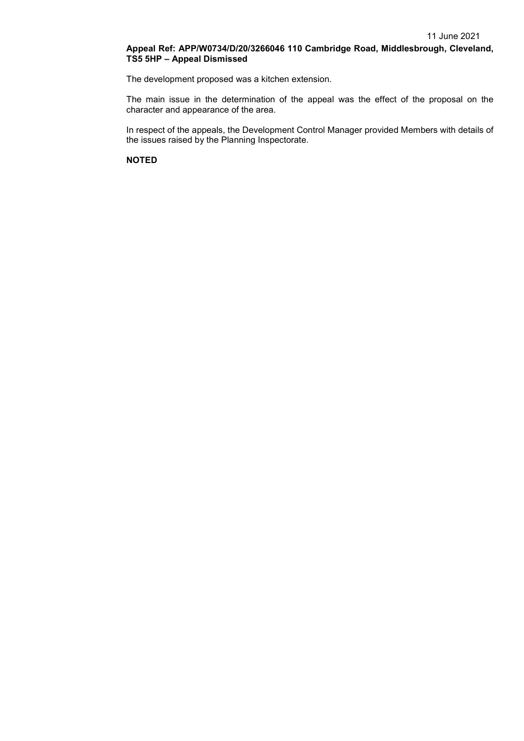**Appeal Ref: APP/W0734/D/20/3266046 110 Cambridge Road, Middlesbrough, Cleveland, TS5 5HP – Appeal Dismissed**

The development proposed was a kitchen extension.

The main issue in the determination of the appeal was the effect of the proposal on the character and appearance of the area.

In respect of the appeals, the Development Control Manager provided Members with details of the issues raised by the Planning Inspectorate.

**NOTED**